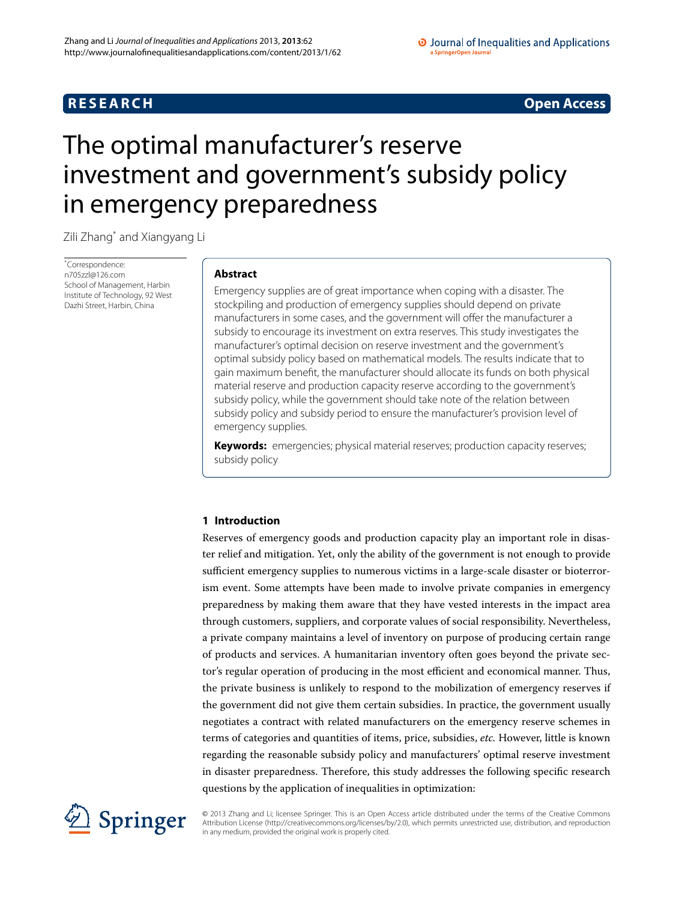**RESEARCH** **Open Access**

# The optimal manufacturer's reserve investment and government's subsidy policy in emergency preparedness

Zili Zhang* and Xiangyang Li

*Correspondence: n705zzl@126.com
School of Management, Harbin Institute of Technology, 92 West Dazhi Street, Harbin, China

## Abstract

Emergency supplies are of great importance when coping with a disaster. The stockpiling and production of emergency supplies should depend on private manufacturers in some cases, and the government will offer the manufacturer a subsidy to encourage its investment on extra reserves. This study investigates the manufacturer's optimal decision on reserve investment and the government's optimal subsidy policy based on mathematical models. The results indicate that to gain maximum benefit, the manufacturer should allocate its funds on both physical material reserve and production capacity reserve according to the government's subsidy policy, while the government should take note of the relation between subsidy policy and subsidy period to ensure the manufacturer's provision level of emergency supplies.

**Keywords:** emergencies; physical material reserves; production capacity reserves; subsidy policy

## 1 Introduction

Reserves of emergency goods and production capacity play an important role in disaster relief and mitigation. Yet, only the ability of the government is not enough to provide sufficient emergency supplies to numerous victims in a large-scale disaster or bioterrorism event. Some attempts have been made to involve private companies in emergency preparedness by making them aware that they have vested interests in the impact area through customers, suppliers, and corporate values of social responsibility. Nevertheless, a private company maintains a level of inventory on purpose of producing certain range of products and services. A humanitarian inventory often goes beyond the private sector's regular operation of producing in the most efficient and economical manner. Thus, the private business is unlikely to respond to the mobilization of emergency reserves if the government did not give them certain subsidies. In practice, the government usually negotiates a contract with related manufacturers on the emergency reserve schemes in terms of categories and quantities of items, price, subsidies, *etc.* However, little is known regarding the reasonable subsidy policy and manufacturers' optimal reserve investment in disaster preparedness. Therefore, this study addresses the following specific research questions by the application of inequalities in optimization:

© 2013 Zhang and Li; licensee Springer. This is an Open Access article distributed under the terms of the Creative Commons Attribution License (http://creativecommons.org/licenses/by/2.0), which permits unrestricted use, distribution, and reproduction in any medium, provided the original work is properly cited.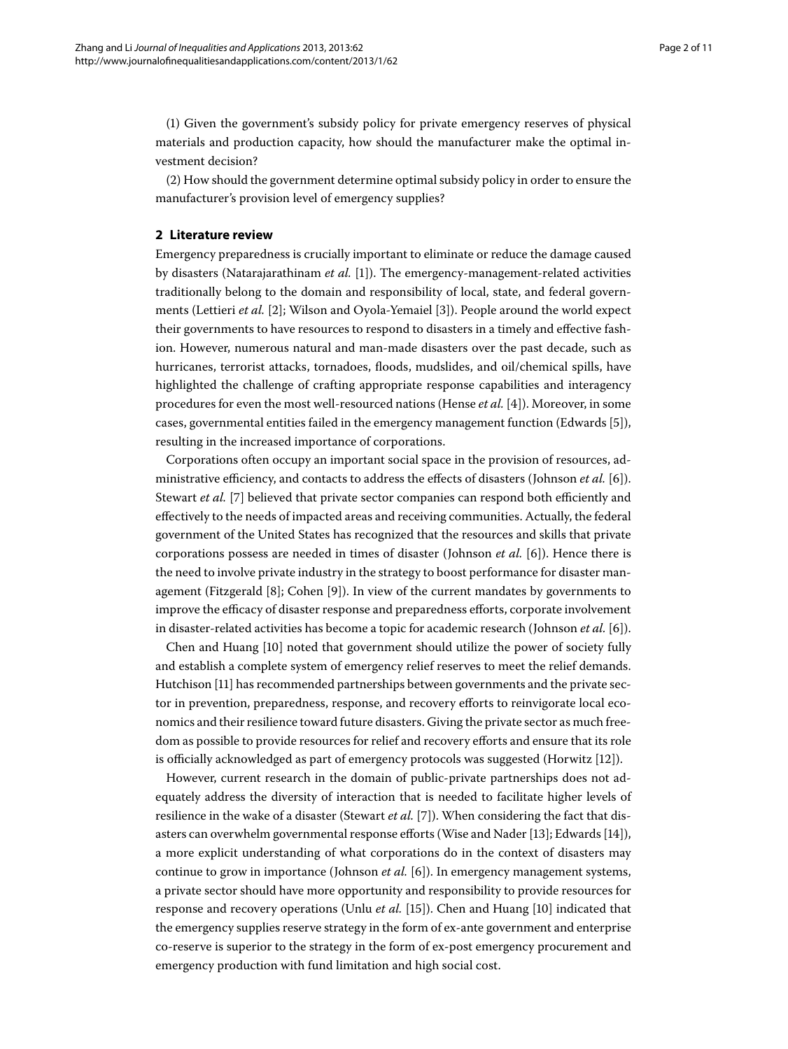(1) Given the government's subsidy policy for private emergency reserves of physical materials and production capacity, how should the manufacturer make the optimal investment decision?

(2) How should the government determine optimal subsidy policy in order to ensure the manufacturer's provision level of emergency supplies?

## 2 Literature review

Emergency preparedness is crucially important to eliminate or reduce the damage caused by disasters (Natarajarathinam *et al.* [1]). The emergency-management-related activities traditionally belong to the domain and responsibility of local, state, and federal governments (Lettieri *et al.* [2]; Wilson and Oyola-Yemaiel [3]). People around the world expect their governments to have resources to respond to disasters in a timely and effective fashion. However, numerous natural and man-made disasters over the past decade, such as hurricanes, terrorist attacks, tornadoes, floods, mudslides, and oil/chemical spills, have highlighted the challenge of crafting appropriate response capabilities and interagency procedures for even the most well-resourced nations (Hense *et al.* [4]). Moreover, in some cases, governmental entities failed in the emergency management function (Edwards [5]), resulting in the increased importance of corporations.

Corporations often occupy an important social space in the provision of resources, administrative efficiency, and contacts to address the effects of disasters (Johnson *et al.* [6]). Stewart *et al.* [7] believed that private sector companies can respond both efficiently and effectively to the needs of impacted areas and receiving communities. Actually, the federal government of the United States has recognized that the resources and skills that private corporations possess are needed in times of disaster (Johnson *et al.* [6]). Hence there is the need to involve private industry in the strategy to boost performance for disaster management (Fitzgerald [8]; Cohen [9]). In view of the current mandates by governments to improve the efficacy of disaster response and preparedness efforts, corporate involvement in disaster-related activities has become a topic for academic research (Johnson *et al.* [6]).

Chen and Huang [10] noted that government should utilize the power of society fully and establish a complete system of emergency relief reserves to meet the relief demands. Hutchison [11] has recommended partnerships between governments and the private sector in prevention, preparedness, response, and recovery efforts to reinvigorate local economics and their resilience toward future disasters. Giving the private sector as much freedom as possible to provide resources for relief and recovery efforts and ensure that its role is officially acknowledged as part of emergency protocols was suggested (Horwitz [12]).

However, current research in the domain of public-private partnerships does not adequately address the diversity of interaction that is needed to facilitate higher levels of resilience in the wake of a disaster (Stewart *et al.* [7]). When considering the fact that disasters can overwhelm governmental response efforts (Wise and Nader [13]; Edwards [14]), a more explicit understanding of what corporations do in the context of disasters may continue to grow in importance (Johnson *et al.* [6]). In emergency management systems, a private sector should have more opportunity and responsibility to provide resources for response and recovery operations (Unlu *et al.* [15]). Chen and Huang [10] indicated that the emergency supplies reserve strategy in the form of ex-ante government and enterprise co-reserve is superior to the strategy in the form of ex-post emergency procurement and emergency production with fund limitation and high social cost.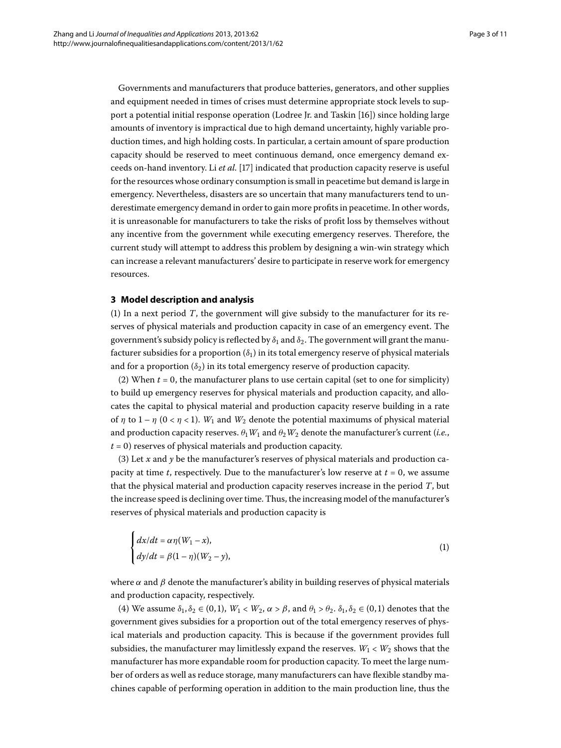Governments and manufacturers that produce batteries, generators, and other supplies and equipment needed in times of crises must determine appropriate stock levels to support a potential initial response operation (Lodree Jr. and Taskin [16]) since holding large amounts of inventory is impractical due to high demand uncertainty, highly variable production times, and high holding costs. In particular, a certain amount of spare production capacity should be reserved to meet continuous demand, once emergency demand exceeds on-hand inventory. Li *et al.* [17] indicated that production capacity reserve is useful for the resources whose ordinary consumption is small in peacetime but demand is large in emergency. Nevertheless, disasters are so uncertain that many manufacturers tend to underestimate emergency demand in order to gain more profits in peacetime. In other words, it is unreasonable for manufacturers to take the risks of profit loss by themselves without any incentive from the government while executing emergency reserves. Therefore, the current study will attempt to address this problem by designing a win-win strategy which can increase a relevant manufacturers' desire to participate in reserve work for emergency resources.

## 3 Model description and analysis

(1) In a next period $T$, the government will give subsidy to the manufacturer for its reserves of physical materials and production capacity in case of an emergency event. The government's subsidy policy is reflected by $\delta_1$ and $\delta_2$. The government will grant the manufacturer subsidies for a proportion ($\delta_1$) in its total emergency reserve of physical materials and for a proportion ($\delta_2$) in its total emergency reserve of production capacity.

(2) When $t = 0$, the manufacturer plans to use certain capital (set to one for simplicity) to build up emergency reserves for physical materials and production capacity, and allocates the capital to physical material and production capacity reserve building in a rate of $\eta$ to $1 - \eta$ ($0 < \eta < 1$). $W_1$ and $W_2$ denote the potential maximums of physical material and production capacity reserves. $\theta_1 W_1$ and $\theta_2 W_2$ denote the manufacturer's current (*i.e.*, $t = 0$) reserves of physical materials and production capacity.

(3) Let $x$ and $y$ be the manufacturer's reserves of physical materials and production capacity at time $t$, respectively. Due to the manufacturer's low reserve at $t = 0$, we assume that the physical material and production capacity reserves increase in the period $T$, but the increase speed is declining over time. Thus, the increasing model of the manufacturer's reserves of physical materials and production capacity is

$$\begin{cases} dx/dt = \alpha\eta(W_1 - x), \\ dy/dt = \beta(1 - \eta)(W_2 - y), \end{cases} \tag{1}$$

where $\alpha$ and $\beta$ denote the manufacturer's ability in building reserves of physical materials and production capacity, respectively.

(4) We assume $\delta_1, \delta_2 \in (0,1)$, $W_1 < W_2$, $\alpha > \beta$, and $\theta_1 > \theta_2$. $\delta_1, \delta_2 \in (0,1)$ denotes that the government gives subsidies for a proportion out of the total emergency reserves of physical materials and production capacity. This is because if the government provides full subsidies, the manufacturer may limitlessly expand the reserves. $W_1 < W_2$ shows that the manufacturer has more expandable room for production capacity. To meet the large number of orders as well as reduce storage, many manufacturers can have flexible standby machines capable of performing operation in addition to the main production line, thus the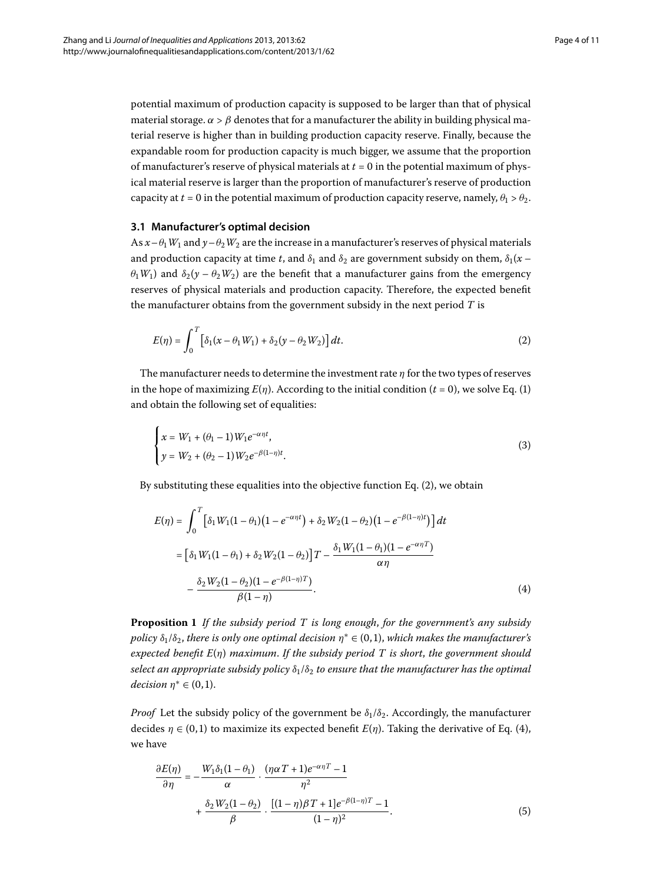potential maximum of production capacity is supposed to be larger than that of physical material storage. $\alpha > \beta$ denotes that for a manufacturer the ability in building physical material reserve is higher than in building production capacity reserve. Finally, because the expandable room for production capacity is much bigger, we assume that the proportion of manufacturer's reserve of physical materials at $t = 0$ in the potential maximum of physical material reserve is larger than the proportion of manufacturer's reserve of production capacity at $t = 0$ in the potential maximum of production capacity reserve, namely, $\theta_1 > \theta_2$.

### 3.1 Manufacturer's optimal decision

As $x - \theta_1 W_1$ and $y - \theta_2 W_2$ are the increase in a manufacturer's reserves of physical materials and production capacity at time $t$, and $\delta_1$ and $\delta_2$ are government subsidy on them, $\delta_1(x - \theta_1 W_1)$ and $\delta_2(y - \theta_2 W_2)$ are the benefit that a manufacturer gains from the emergency reserves of physical materials and production capacity. Therefore, the expected benefit the manufacturer obtains from the government subsidy in the next period $T$ is

$$E(\eta) = \int_0^T \left[\delta_1(x - \theta_1 W_1) + \delta_2(y - \theta_2 W_2)\right] dt. \tag{2}$$

The manufacturer needs to determine the investment rate $\eta$ for the two types of reserves in the hope of maximizing $E(\eta)$. According to the initial condition ($t = 0$), we solve Eq. (1) and obtain the following set of equalities:

$$\begin{cases} x = W_1 + (\theta_1 - 1) W_1 e^{-\alpha \eta t}, \\ y = W_2 + (\theta_2 - 1) W_2 e^{-\beta(1-\eta)t}. \end{cases} \tag{3}$$

By substituting these equalities into the objective function Eq. (2), we obtain

$$\begin{aligned} E(\eta) &= \int_0^T \left[\delta_1 W_1 (1 - \theta_1)\left(1 - e^{-\alpha \eta t}\right) + \delta_2 W_2 (1 - \theta_2)\left(1 - e^{-\beta(1-\eta)t}\right)\right] dt \\ &= \left[\delta_1 W_1 (1 - \theta_1) + \delta_2 W_2 (1 - \theta_2)\right] T - \frac{\delta_1 W_1 (1 - \theta_1)(1 - e^{-\alpha \eta T})}{\alpha \eta} \\ &\quad - \frac{\delta_2 W_2 (1 - \theta_2)(1 - e^{-\beta(1-\eta)T})}{\beta(1 - \eta)}. \end{aligned} \tag{4}$$

**Proposition 1** *If the subsidy period $T$ is long enough, for the government's any subsidy policy $\delta_1/\delta_2$, there is only one optimal decision $\eta^* \in (0, 1)$, which makes the manufacturer's expected benefit $E(\eta)$ maximum. If the subsidy period $T$ is short, the government should select an appropriate subsidy policy $\delta_1/\delta_2$ to ensure that the manufacturer has the optimal decision $\eta^* \in (0, 1)$.*

*Proof* Let the subsidy policy of the government be $\delta_1/\delta_2$. Accordingly, the manufacturer decides $\eta \in (0, 1)$ to maximize its expected benefit $E(\eta)$. Taking the derivative of Eq. (4), we have

$$\begin{aligned} \frac{\partial E(\eta)}{\partial \eta} &= -\frac{W_1 \delta_1 (1 - \theta_1)}{\alpha} \cdot \frac{(\eta \alpha T + 1) e^{-\alpha \eta T} - 1}{\eta^2} \\ &\quad + \frac{\delta_2 W_2 (1 - \theta_2)}{\beta} \cdot \frac{[(1 - \eta)\beta T + 1] e^{-\beta(1-\eta)T} - 1}{(1 - \eta)^2}. \end{aligned} \tag{5}$$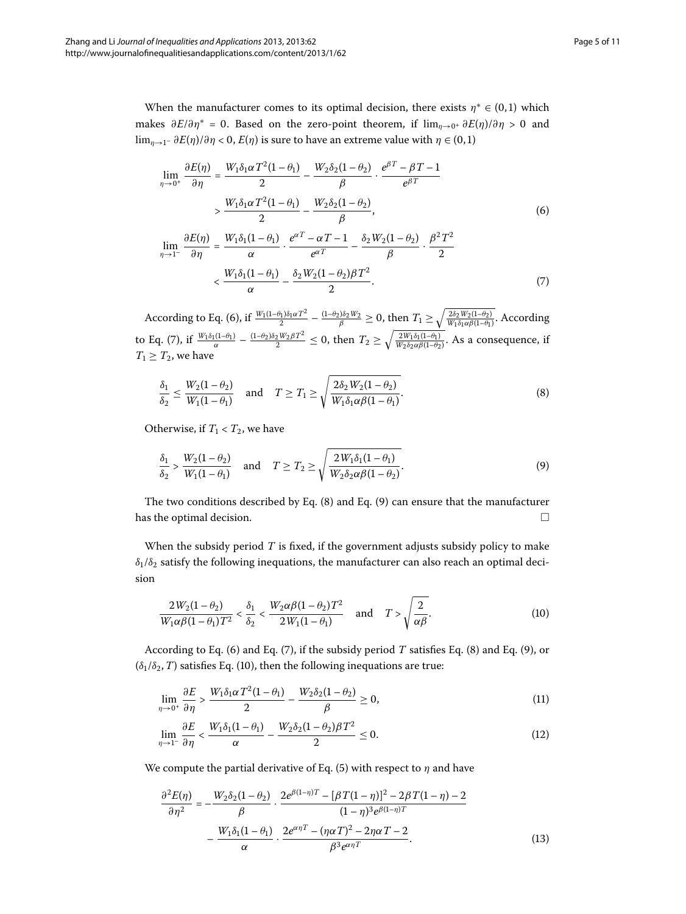When the manufacturer comes to its optimal decision, there exists $\eta^* \in (0,1)$ which makes $\partial E/\partial \eta^* = 0$. Based on the zero-point theorem, if $\lim_{\eta \to 0^+} \partial E(\eta)/\partial \eta > 0$ and $\lim_{\eta \to 1^-} \partial E(\eta)/\partial \eta < 0$, $E(\eta)$ is sure to have an extreme value with $\eta \in (0,1)$

$$
\begin{aligned}
\lim_{\eta \to 0^+} \frac{\partial E(\eta)}{\partial \eta} &= \frac{W_1 \delta_1 \alpha T^2 (1-\theta_1)}{2} - \frac{W_2 \delta_2 (1-\theta_2)}{\beta} \cdot \frac{e^{\beta T} - \beta T - 1}{e^{\beta T}} \\
&> \frac{W_1 \delta_1 \alpha T^2 (1-\theta_1)}{2} - \frac{W_2 \delta_2 (1-\theta_2)}{\beta},
\end{aligned}
\tag{6}
$$

$$
\begin{aligned}
\lim_{\eta \to 1^-} \frac{\partial E(\eta)}{\partial \eta} &= \frac{W_1 \delta_1 (1-\theta_1)}{\alpha} \cdot \frac{e^{\alpha T} - \alpha T - 1}{e^{\alpha T}} - \frac{\delta_2 W_2 (1-\theta_2)}{\beta} \cdot \frac{\beta^2 T^2}{2} \\
&< \frac{W_1 \delta_1 (1-\theta_1)}{\alpha} - \frac{\delta_2 W_2 (1-\theta_2) \beta T^2}{2}.
\end{aligned}
\tag{7}
$$

According to Eq. (6), if $\frac{W_1(1-\theta_1)\delta_1 \alpha T^2}{2} - \frac{(1-\theta_2)\delta_2 W_2}{\beta} \geq 0$, then $T_1 \geq \sqrt{\frac{2\delta_2 W_2(1-\theta_2)}{W_1 \delta_1 \alpha \beta (1-\theta_1)}}$. According to Eq. (7), if $\frac{W_1 \delta_1 (1-\theta_1)}{\alpha} - \frac{(1-\theta_2)\delta_2 W_2 \beta T^2}{2} \leq 0$, then $T_2 \geq \sqrt{\frac{2W_1 \delta_1 (1-\theta_1)}{W_2 \delta_2 \alpha \beta (1-\theta_2)}}$. As a consequence, if $T_1 \geq T_2$, we have

$$
\frac{\delta_1}{\delta_2} \leq \frac{W_2(1-\theta_2)}{W_1(1-\theta_1)} \quad \text{and} \quad T \geq T_1 \geq \sqrt{\frac{2\delta_2 W_2 (1-\theta_2)}{W_1 \delta_1 \alpha \beta (1-\theta_1)}}.
\tag{8}
$$

Otherwise, if $T_1 < T_2$, we have

$$
\frac{\delta_1}{\delta_2} > \frac{W_2(1-\theta_2)}{W_1(1-\theta_1)} \quad \text{and} \quad T \geq T_2 \geq \sqrt{\frac{2W_1 \delta_1 (1-\theta_1)}{W_2 \delta_2 \alpha \beta (1-\theta_2)}}.
\tag{9}
$$

The two conditions described by Eq. (8) and Eq. (9) can ensure that the manufacturer has the optimal decision. □

When the subsidy period $T$ is fixed, if the government adjusts subsidy policy to make $\delta_1/\delta_2$ satisfy the following inequations, the manufacturer can also reach an optimal decision

$$
\frac{2W_2(1-\theta_2)}{W_1 \alpha \beta (1-\theta_1) T^2} < \frac{\delta_1}{\delta_2} < \frac{W_2 \alpha \beta (1-\theta_2) T^2}{2W_1(1-\theta_1)} \quad \text{and} \quad T > \sqrt{\frac{2}{\alpha \beta}}.
\tag{10}
$$

According to Eq. (6) and Eq. (7), if the subsidy period $T$ satisfies Eq. (8) and Eq. (9), or $(\delta_1/\delta_2, T)$ satisfies Eq. (10), then the following inequations are true:

$$
\lim_{\eta \to 0^+} \frac{\partial E}{\partial \eta} > \frac{W_1 \delta_1 \alpha T^2 (1-\theta_1)}{2} - \frac{W_2 \delta_2 (1-\theta_2)}{\beta} \geq 0,
\tag{11}
$$

$$
\lim_{\eta \to 1^-} \frac{\partial E}{\partial \eta} < \frac{W_1 \delta_1 (1-\theta_1)}{\alpha} - \frac{W_2 \delta_2 (1-\theta_2) \beta T^2}{2} \leq 0.
\tag{12}
$$

We compute the partial derivative of Eq. (5) with respect to $\eta$ and have

$$
\begin{aligned}
\frac{\partial^2 E(\eta)}{\partial \eta^2} = &-\frac{W_2 \delta_2 (1-\theta_2)}{\beta} \cdot \frac{2e^{\beta(1-\eta)T} - [\beta T(1-\eta)]^2 - 2\beta T(1-\eta) - 2}{(1-\eta)^3 e^{\beta(1-\eta)T}} \\
&- \frac{W_1 \delta_1 (1-\theta_1)}{\alpha} \cdot \frac{2e^{\alpha \eta T} - (\eta \alpha T)^2 - 2\eta \alpha T - 2}{\beta^3 e^{\alpha \eta T}}.
\end{aligned}
\tag{13}
$$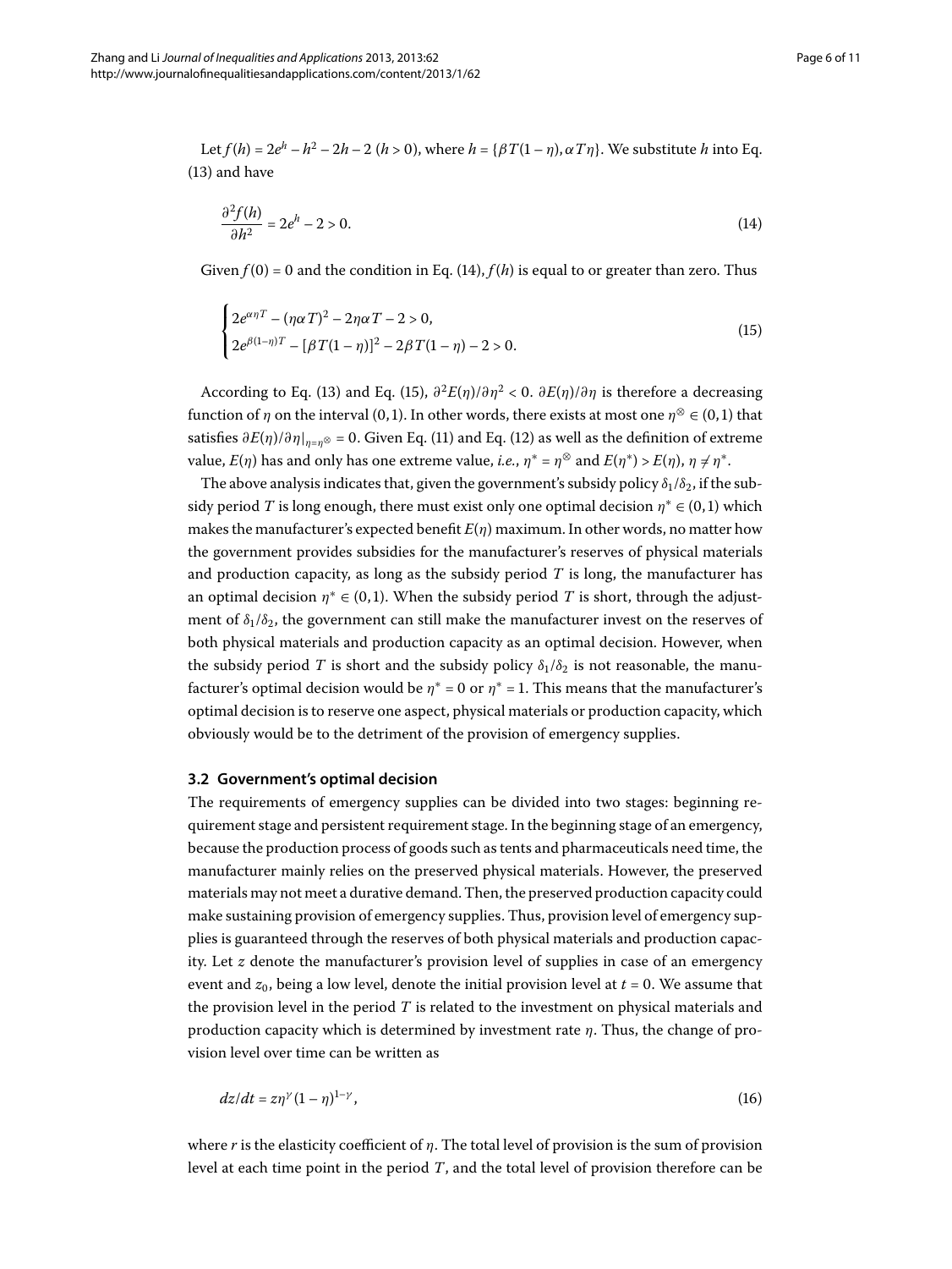Let $f(h) = 2e^h - h^2 - 2h - 2$ ($h > 0$), where $h = \{\beta T(1-\eta), \alpha T\eta\}$. We substitute $h$ into Eq. (13) and have

$$\frac{\partial^2 f(h)}{\partial h^2} = 2e^h - 2 > 0. \tag{14}$$

Given $f(0) = 0$ and the condition in Eq. (14), $f(h)$ is equal to or greater than zero. Thus

$$\begin{cases} 2e^{\alpha\eta T} - (\eta\alpha T)^2 - 2\eta\alpha T - 2 > 0, \\ 2e^{\beta(1-\eta)T} - [\beta T(1-\eta)]^2 - 2\beta T(1-\eta) - 2 > 0. \end{cases} \tag{15}$$

According to Eq. (13) and Eq. (15), $\partial^2 E(\eta)/\partial\eta^2 < 0$. $\partial E(\eta)/\partial\eta$ is therefore a decreasing function of $\eta$ on the interval $(0,1)$. In other words, there exists at most one $\eta^{\otimes} \in (0,1)$ that satisfies $\partial E(\eta)/\partial\eta|_{\eta=\eta^{\otimes}} = 0$. Given Eq. (11) and Eq. (12) as well as the definition of extreme value, $E(\eta)$ has and only has one extreme value, *i.e.*, $\eta^* = \eta^{\otimes}$ and $E(\eta^*) > E(\eta)$, $\eta \neq \eta^*$.

The above analysis indicates that, given the government's subsidy policy $\delta_1/\delta_2$, if the subsidy period $T$ is long enough, there must exist only one optimal decision $\eta^* \in (0,1)$ which makes the manufacturer's expected benefit $E(\eta)$ maximum. In other words, no matter how the government provides subsidies for the manufacturer's reserves of physical materials and production capacity, as long as the subsidy period $T$ is long, the manufacturer has an optimal decision $\eta^* \in (0,1)$. When the subsidy period $T$ is short, through the adjustment of $\delta_1/\delta_2$, the government can still make the manufacturer invest on the reserves of both physical materials and production capacity as an optimal decision. However, when the subsidy period $T$ is short and the subsidy policy $\delta_1/\delta_2$ is not reasonable, the manufacturer's optimal decision would be $\eta^* = 0$ or $\eta^* = 1$. This means that the manufacturer's optimal decision is to reserve one aspect, physical materials or production capacity, which obviously would be to the detriment of the provision of emergency supplies.

### 3.2 Government's optimal decision

The requirements of emergency supplies can be divided into two stages: beginning requirement stage and persistent requirement stage. In the beginning stage of an emergency, because the production process of goods such as tents and pharmaceuticals need time, the manufacturer mainly relies on the preserved physical materials. However, the preserved materials may not meet a durative demand. Then, the preserved production capacity could make sustaining provision of emergency supplies. Thus, provision level of emergency supplies is guaranteed through the reserves of both physical materials and production capacity. Let $z$ denote the manufacturer's provision level of supplies in case of an emergency event and $z_0$, being a low level, denote the initial provision level at $t = 0$. We assume that the provision level in the period $T$ is related to the investment on physical materials and production capacity which is determined by investment rate $\eta$. Thus, the change of provision level over time can be written as

$$dz/dt = z\eta^{\gamma}(1-\eta)^{1-\gamma}, \tag{16}$$

where $r$ is the elasticity coefficient of $\eta$. The total level of provision is the sum of provision level at each time point in the period $T$, and the total level of provision therefore can be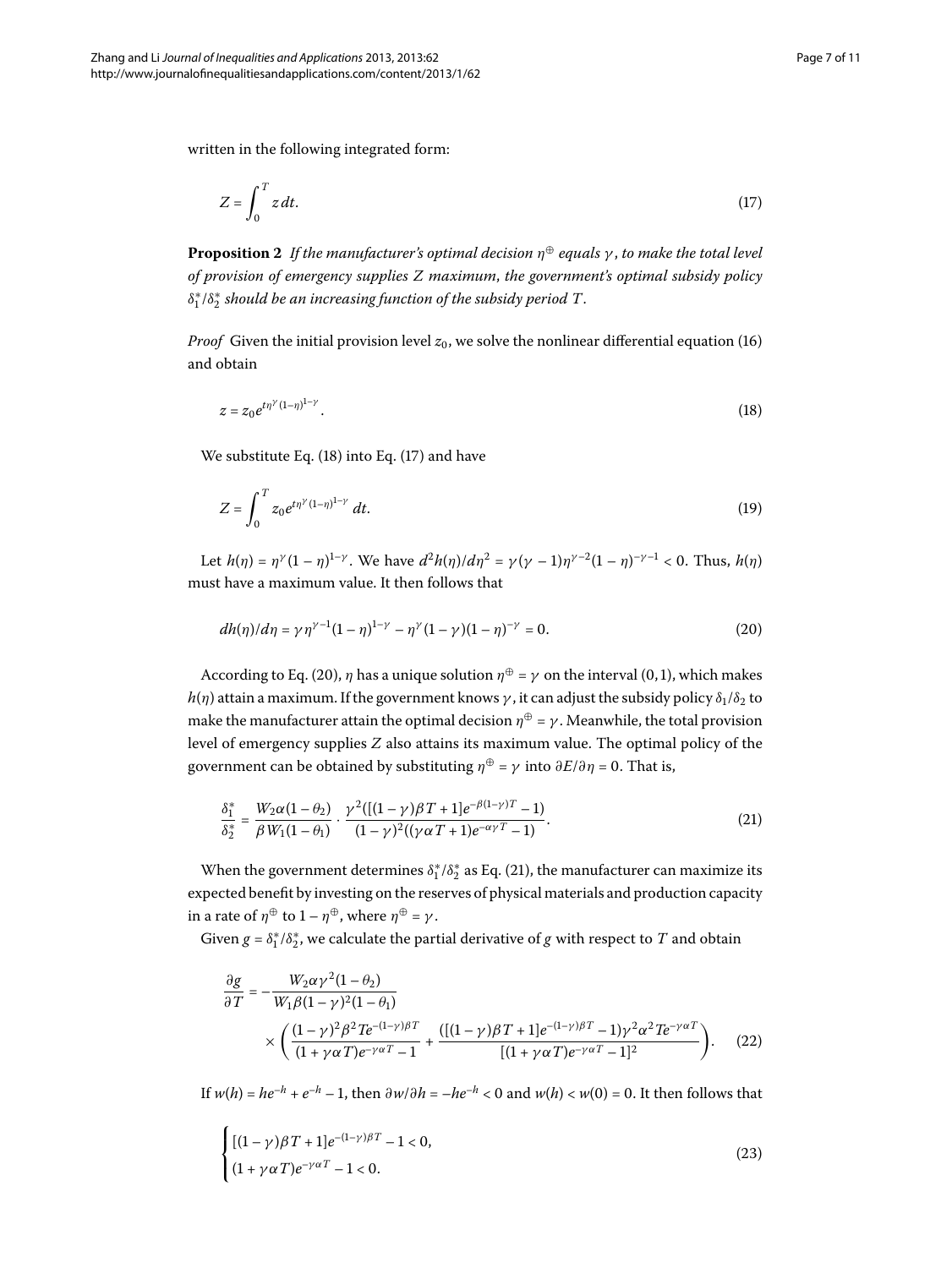written in the following integrated form:

$$Z = \int_0^T z\,dt. \tag{17}$$

**Proposition 2** *If the manufacturer's optimal decision $\eta^{\oplus}$ equals $\gamma$, to make the total level of provision of emergency supplies $Z$ maximum, the government's optimal subsidy policy $\delta_1^*/\delta_2^*$ should be an increasing function of the subsidy period $T$.*

*Proof* Given the initial provision level $z_0$, we solve the nonlinear differential equation (16) and obtain

$$z = z_0 e^{t\eta^{\gamma}(1-\eta)^{1-\gamma}}. \tag{18}$$

We substitute Eq. (18) into Eq. (17) and have

$$Z = \int_0^T z_0 e^{t\eta^{\gamma}(1-\eta)^{1-\gamma}}\,dt. \tag{19}$$

Let $h(\eta) = \eta^{\gamma}(1-\eta)^{1-\gamma}$. We have $d^2h(\eta)/d\eta^2 = \gamma(\gamma-1)\eta^{\gamma-2}(1-\eta)^{-\gamma-1} < 0$. Thus, $h(\eta)$ must have a maximum value. It then follows that

$$dh(\eta)/d\eta = \gamma\eta^{\gamma-1}(1-\eta)^{1-\gamma} - \eta^{\gamma}(1-\gamma)(1-\eta)^{-\gamma} = 0. \tag{20}$$

According to Eq. (20), $\eta$ has a unique solution $\eta^{\oplus} = \gamma$ on the interval $(0,1)$, which makes $h(\eta)$ attain a maximum. If the government knows $\gamma$, it can adjust the subsidy policy $\delta_1/\delta_2$ to make the manufacturer attain the optimal decision $\eta^{\oplus} = \gamma$. Meanwhile, the total provision level of emergency supplies $Z$ also attains its maximum value. The optimal policy of the government can be obtained by substituting $\eta^{\oplus} = \gamma$ into $\partial E/\partial\eta = 0$. That is,

$$\frac{\delta_1^*}{\delta_2^*} = \frac{W_2\alpha(1-\theta_2)}{\beta W_1(1-\theta_1)} \cdot \frac{\gamma^2([(1-\gamma)\beta T + 1]e^{-\beta(1-\gamma)T} - 1)}{(1-\gamma)^2((\gamma\alpha T + 1)e^{-\alpha\gamma T} - 1)}. \tag{21}$$

When the government determines $\delta_1^*/\delta_2^*$ as Eq. (21), the manufacturer can maximize its expected benefit by investing on the reserves of physical materials and production capacity in a rate of $\eta^{\oplus}$ to $1-\eta^{\oplus}$, where $\eta^{\oplus} = \gamma$.

Given $g = \delta_1^*/\delta_2^*$, we calculate the partial derivative of $g$ with respect to $T$ and obtain

$$\begin{aligned}\frac{\partial g}{\partial T} = &-\frac{W_2\alpha\gamma^2(1-\theta_2)}{W_1\beta(1-\gamma)^2(1-\theta_1)} \\ &\times \left(\frac{(1-\gamma)^2\beta^2 Te^{-(1-\gamma)\beta T}}{(1+\gamma\alpha T)e^{-\gamma\alpha T} - 1} + \frac{([(1-\gamma)\beta T + 1]e^{-(1-\gamma)\beta T} - 1)\gamma^2\alpha^2 Te^{-\gamma\alpha T}}{[(1+\gamma\alpha T)e^{-\gamma\alpha T} - 1]^2}\right).\end{aligned} \tag{22}$$

If $w(h) = he^{-h} + e^{-h} - 1$, then $\partial w/\partial h = -he^{-h} < 0$ and $w(h) < w(0) = 0$. It then follows that

$$\begin{cases} [(1-\gamma)\beta T + 1]e^{-(1-\gamma)\beta T} - 1 < 0, \\ (1+\gamma\alpha T)e^{-\gamma\alpha T} - 1 < 0. \end{cases} \tag{23}$$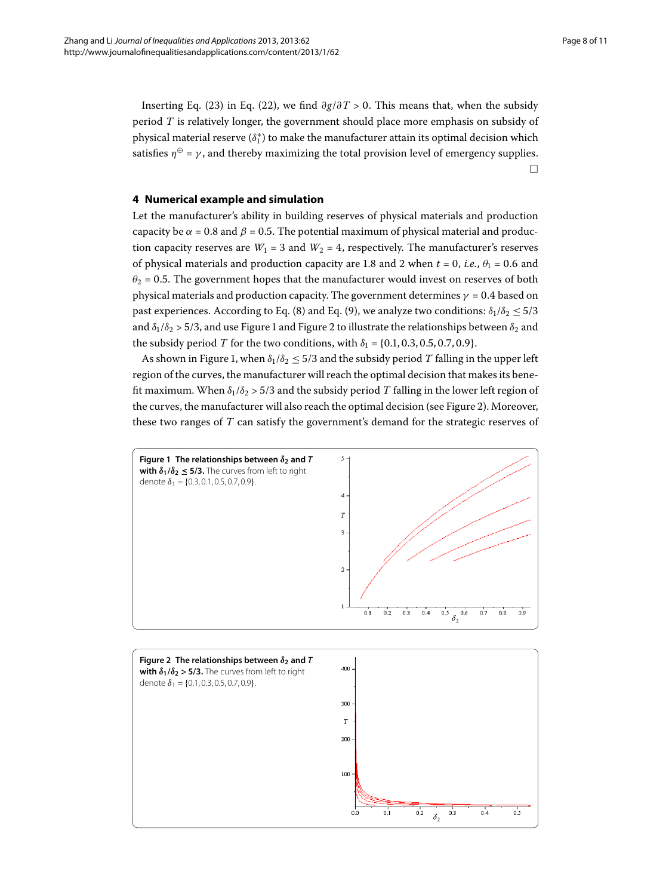Inserting Eq. (23) in Eq. (22), we find $\partial g/\partial T > 0$. This means that, when the subsidy period $T$ is relatively longer, the government should place more emphasis on subsidy of physical material reserve ($\delta_1^*$) to make the manufacturer attain its optimal decision which satisfies $\eta^{\oplus} = \gamma$, and thereby maximizing the total provision level of emergency supplies. □

## 4 Numerical example and simulation

Let the manufacturer's ability in building reserves of physical materials and production capacity be $\alpha = 0.8$ and $\beta = 0.5$. The potential maximum of physical material and production capacity reserves are $W_1 = 3$ and $W_2 = 4$, respectively. The manufacturer's reserves of physical materials and production capacity are 1.8 and 2 when $t = 0$, *i.e.*, $\theta_1 = 0.6$ and $\theta_2 = 0.5$. The government hopes that the manufacturer would invest on reserves of both physical materials and production capacity. The government determines $\gamma = 0.4$ based on past experiences. According to Eq. (8) and Eq. (9), we analyze two conditions: $\delta_1/\delta_2 \le 5/3$ and $\delta_1/\delta_2 > 5/3$, and use Figure 1 and Figure 2 to illustrate the relationships between $\delta_2$ and the subsidy period $T$ for the two conditions, with $\delta_1 = \{0.1, 0.3, 0.5, 0.7, 0.9\}$.

As shown in Figure 1, when $\delta_1/\delta_2 \le 5/3$ and the subsidy period $T$ falling in the upper left region of the curves, the manufacturer will reach the optimal decision that makes its benefit maximum. When $\delta_1/\delta_2 > 5/3$ and the subsidy period $T$ falling in the lower left region of the curves, the manufacturer will also reach the optimal decision (see Figure 2). Moreover, these two ranges of $T$ can satisfy the government's demand for the strategic reserves of

T
5
4
3
2
1
0.1 0.2 0.3 0.4 0.5 0.6 0.7 0.8 0.9
$\delta_2$

**Figure 1 The relationships between $\delta_2$ and $T$ with $\delta_1/\delta_2 \le 5/3$.** The curves from left to right denote $\delta_1 = \{0.3, 0.1, 0.5, 0.7, 0.9\}$.

T
400
300
200
100
0.0 0.1 0.2 0.3 0.4 0.5
$\delta_2$

**Figure 2 The relationships between $\delta_2$ and $T$ with $\delta_1/\delta_2 > 5/3$.** The curves from left to right denote $\delta_1 = \{0.1, 0.3, 0.5, 0.7, 0.9\}$.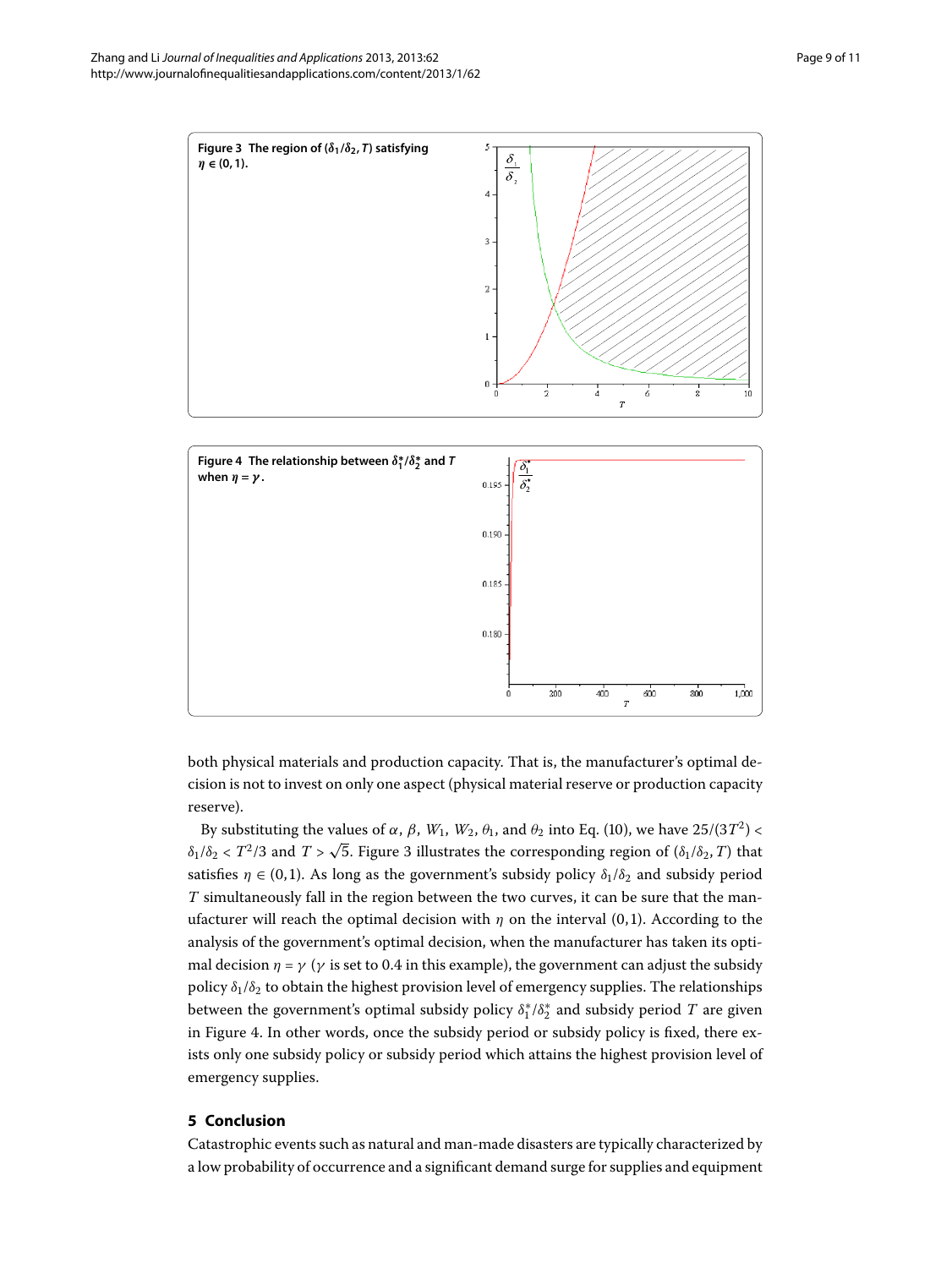**Figure 3 The region of ($\delta_1/\delta_2, T$) satisfying $\eta \in (0, 1)$.**

$\frac{\delta_1}{\delta_2}$
5
4
3
2
1
0
0 2 4 6 8 10
$T$

**Figure 4 The relationship between $\delta_1^*/\delta_2^*$ and $T$ when $\eta = \gamma$.**

$\frac{\delta_1^*}{\delta_2^*}$
0.195
0.190
0.185
0.180
0 200 400 600 800 1,000
$T$

both physical materials and production capacity. That is, the manufacturer's optimal decision is not to invest on only one aspect (physical material reserve or production capacity reserve).

By substituting the values of $\alpha$, $\beta$, $W_1$, $W_2$, $\theta_1$, and $\theta_2$ into Eq. (10), we have $25/(3T^2) < \delta_1/\delta_2 < T^2/3$ and $T > \sqrt{5}$. Figure 3 illustrates the corresponding region of $(\delta_1/\delta_2, T)$ that satisfies $\eta \in (0,1)$. As long as the government's subsidy policy $\delta_1/\delta_2$ and subsidy period $T$ simultaneously fall in the region between the two curves, it can be sure that the manufacturer will reach the optimal decision with $\eta$ on the interval $(0,1)$. According to the analysis of the government's optimal decision, when the manufacturer has taken its optimal decision $\eta = \gamma$ ($\gamma$ is set to 0.4 in this example), the government can adjust the subsidy policy $\delta_1/\delta_2$ to obtain the highest provision level of emergency supplies. The relationships between the government's optimal subsidy policy $\delta_1^*/\delta_2^*$ and subsidy period $T$ are given in Figure 4. In other words, once the subsidy period or subsidy policy is fixed, there exists only one subsidy policy or subsidy period which attains the highest provision level of emergency supplies.

## 5 Conclusion

Catastrophic events such as natural and man-made disasters are typically characterized by a low probability of occurrence and a significant demand surge for supplies and equipment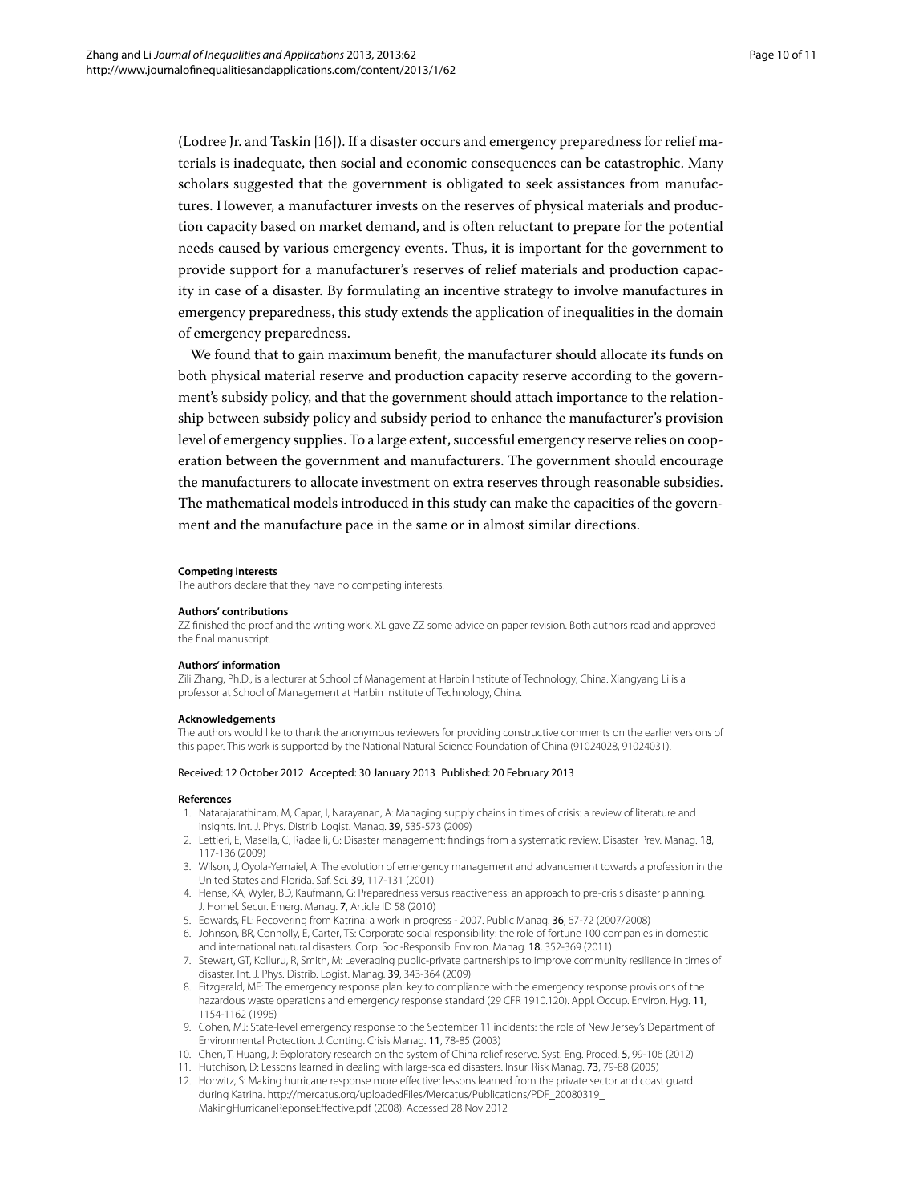(Lodree Jr. and Taskin [16]). If a disaster occurs and emergency preparedness for relief materials is inadequate, then social and economic consequences can be catastrophic. Many scholars suggested that the government is obligated to seek assistances from manufactures. However, a manufacturer invests on the reserves of physical materials and production capacity based on market demand, and is often reluctant to prepare for the potential needs caused by various emergency events. Thus, it is important for the government to provide support for a manufacturer's reserves of relief materials and production capacity in case of a disaster. By formulating an incentive strategy to involve manufactures in emergency preparedness, this study extends the application of inequalities in the domain of emergency preparedness.

We found that to gain maximum benefit, the manufacturer should allocate its funds on both physical material reserve and production capacity reserve according to the government's subsidy policy, and that the government should attach importance to the relationship between subsidy policy and subsidy period to enhance the manufacturer's provision level of emergency supplies. To a large extent, successful emergency reserve relies on cooperation between the government and manufacturers. The government should encourage the manufacturers to allocate investment on extra reserves through reasonable subsidies. The mathematical models introduced in this study can make the capacities of the government and the manufacture pace in the same or in almost similar directions.

#### Competing interests

The authors declare that they have no competing interests.

#### Authors' contributions

ZZ finished the proof and the writing work. XL gave ZZ some advice on paper revision. Both authors read and approved the final manuscript.

#### Authors' information

Zili Zhang, Ph.D., is a lecturer at School of Management at Harbin Institute of Technology, China. Xiangyang Li is a professor at School of Management at Harbin Institute of Technology, China.

#### Acknowledgements

The authors would like to thank the anonymous reviewers for providing constructive comments on the earlier versions of this paper. This work is supported by the National Natural Science Foundation of China (91024028, 91024031).

Received: 12 October 2012 Accepted: 30 January 2013 Published: 20 February 2013

#### References

1. Natarajarathinam, M, Capar, I, Narayanan, A: Managing supply chains in times of crisis: a review of literature and insights. Int. J. Phys. Distrib. Logist. Manag. **39**, 535-573 (2009)
2. Lettieri, E, Masella, C, Radaelli, G: Disaster management: findings from a systematic review. Disaster Prev. Manag. **18**, 117-136 (2009)
3. Wilson, J, Oyola-Yemaiel, A: The evolution of emergency management and advancement towards a profession in the United States and Florida. Saf. Sci. **39**, 117-131 (2001)
4. Hense, KA, Wyler, BD, Kaufmann, G: Preparedness versus reactiveness: an approach to pre-crisis disaster planning. J. Homel. Secur. Emerg. Manag. **7**, Article ID 58 (2010)
5. Edwards, FL: Recovering from Katrina: a work in progress - 2007. Public Manag. **36**, 67-72 (2007/2008)
6. Johnson, BR, Connolly, E, Carter, TS: Corporate social responsibility: the role of fortune 100 companies in domestic and international natural disasters. Corp. Soc.-Responsib. Environ. Manag. **18**, 352-369 (2011)
7. Stewart, GT, Kolluru, R, Smith, M: Leveraging public-private partnerships to improve community resilience in times of disaster. Int. J. Phys. Distrib. Logist. Manag. **39**, 343-364 (2009)
8. Fitzgerald, ME: The emergency response plan: key to compliance with the emergency response provisions of the hazardous waste operations and emergency response standard (29 CFR 1910.120). Appl. Occup. Environ. Hyg. **11**, 1154-1162 (1996)
9. Cohen, MJ: State-level emergency response to the September 11 incidents: the role of New Jersey's Department of Environmental Protection. J. Conting. Crisis Manag. **11**, 78-85 (2003)
10. Chen, T, Huang, J: Exploratory research on the system of China relief reserve. Syst. Eng. Proced. **5**, 99-106 (2012)
11. Hutchison, D: Lessons learned in dealing with large-scaled disasters. Insur. Risk Manag. **73**, 79-88 (2005)
12. Horwitz, S: Making hurricane response more effective: lessons learned from the private sector and coast guard during Katrina. http://mercatus.org/uploadedFiles/Mercatus/Publications/PDF_20080319_MakingHurricaneReponseEffective.pdf (2008). Accessed 28 Nov 2012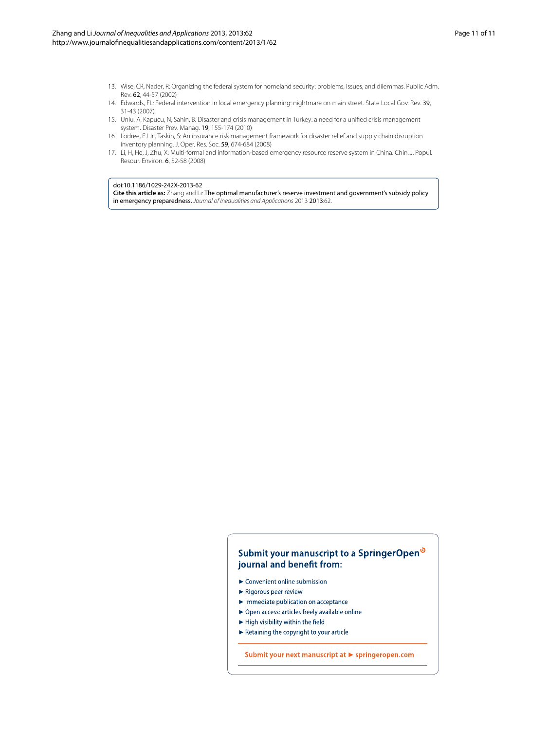13. Wise, CR, Nader, R: Organizing the federal system for homeland security: problems, issues, and dilemmas. Public Adm. Rev. **62**, 44-57 (2002)
14. Edwards, FL: Federal intervention in local emergency planning: nightmare on main street. State Local Gov. Rev. **39**, 31-43 (2007)
15. Unlu, A, Kapucu, N, Sahin, B: Disaster and crisis management in Turkey: a need for a unified crisis management system. Disaster Prev. Manag. **19**, 155-174 (2010)
16. Lodree, EJ Jr., Taskin, S: An insurance risk management framework for disaster relief and supply chain disruption inventory planning. J. Oper. Res. Soc. **59**, 674-684 (2008)
17. Li, H, He, J, Zhu, X: Multi-formal and information-based emergency resource reserve system in China. Chin. J. Popul. Resour. Environ. **6**, 52-58 (2008)

doi:10.1186/1029-242X-2013-62
**Cite this article as:** Zhang and Li: The optimal manufacturer's reserve investment and government's subsidy policy in emergency preparedness. *Journal of Inequalities and Applications* 2013 **2013**:62.

**Submit your manuscript to a SpringerOpen journal and benefit from:**

- ► Convenient online submission
- ► Rigorous peer review
- ► Immediate publication on acceptance
- ► Open access: articles freely available online
- ► High visibility within the field
- ► Retaining the copyright to your article

**Submit your next manuscript at ► springeropen.com**